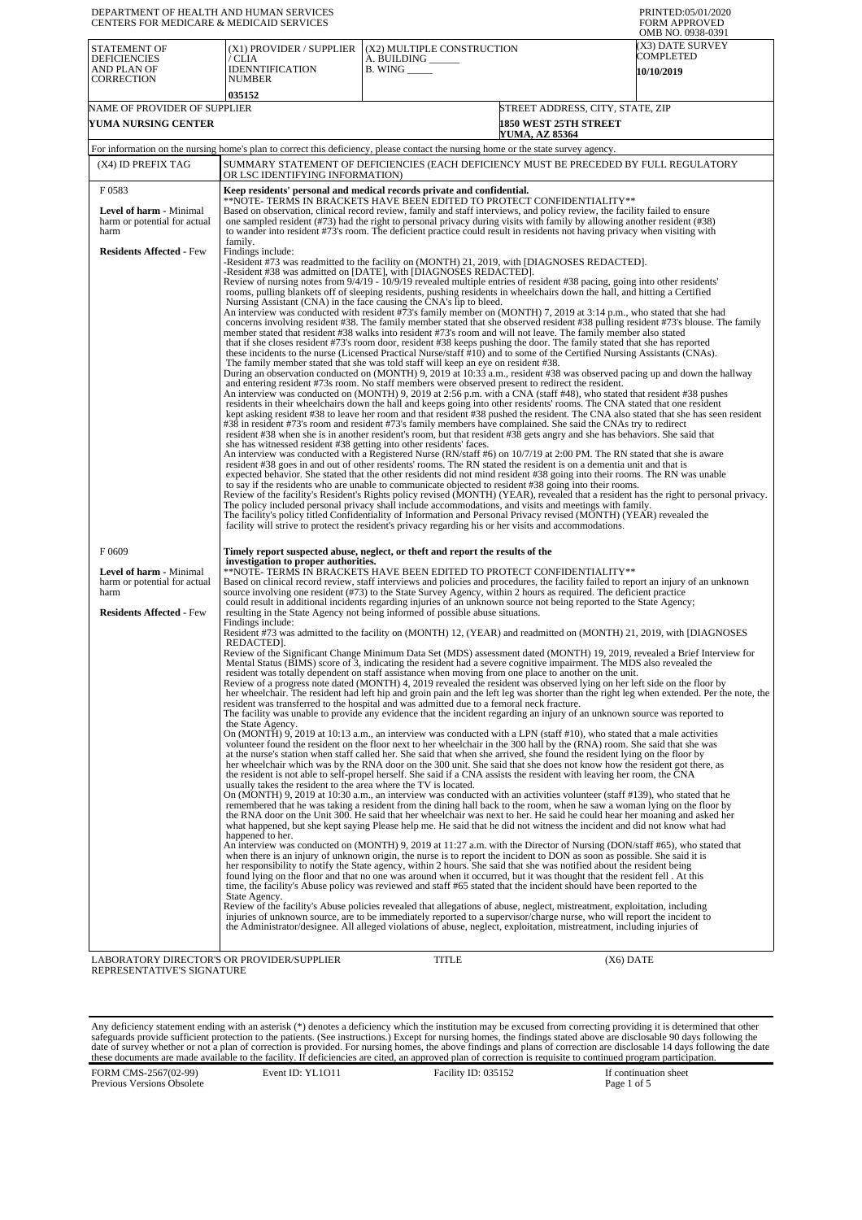DEPARTMENT OF HEALTH AND HUMAN SERVICES
CENTERS FOR MEDICARE & MEDICAID SERVICES

PRINTED:05/01/2020
FORM APPROVED
OMB NO. 0938-0391

| STATEMENT OF DEFICIENCIES AND PLAN OF CORRECTION | (X1) PROVIDER / SUPPLIER / CLIA IDENNTIFICATION NUMBER | (X2) MULTIPLE CONSTRUCTION | (X3) DATE SURVEY COMPLETED |
|---|---|---|---|
| | 035152 | A. BUILDING ______ B. WING _____ | 10/10/2019 |

| NAME OF PROVIDER OF SUPPLIER | STREET ADDRESS, CITY, STATE, ZIP |
|---|---|
| YUMA NURSING CENTER | 1850 WEST 25TH STREET YUMA, AZ 85364 |

For information on the nursing home's plan to correct this deficiency, please contact the nursing home or the state survey agency.

| (X4) ID PREFIX TAG | SUMMARY STATEMENT OF DEFICIENCIES (EACH DEFICIENCY MUST BE PRECEDED BY FULL REGULATORY OR LSC IDENTIFYING INFORMATION) |
|---|---|
| F 0583<br><br>**Level of harm** - Minimal harm or potential for actual harm<br><br>**Residents Affected** - Few | **Keep residents' personal and medical records private and confidential.**<br>**NOTE- TERMS IN BRACKETS HAVE BEEN EDITED TO PROTECT CONFIDENTIALITY**<br>Based on observation, clinical record review, family and staff interviews, and policy review, the facility failed to ensure one sampled resident (#73) had the right to personal privacy during visits with family by allowing another resident (#38) to wander into resident #73's room. The deficient practice could result in residents not having privacy when visiting with family.<br>Findings include:<br>-Resident #73 was readmitted to the facility on (MONTH) 21, 2019, with [DIAGNOSES REDACTED].<br>-Resident #38 was admitted on [DATE], with [DIAGNOSES REDACTED].<br>Review of nursing notes from 9/4/19 - 10/9/19 revealed multiple entries of resident #38 pacing, going into other residents' rooms, pulling blankets off of sleeping residents, pushing residents in wheelchairs down the hall, and hitting a Certified Nursing Assistant (CNA) in the face causing the CNA's lip to bleed.<br>An interview was conducted with resident #73's family member on (MONTH) 7, 2019 at 3:14 p.m., who stated that she had concerns involving resident #38. The family member stated that she observed resident #38 pulling resident #73's blouse. The family member stated that resident #38 walks into resident #73's room and will not leave. The family member also stated that if she closes resident #73's room door, resident #38 keeps pushing the door. The family stated that she has reported these incidents to the nurse (Licensed Practical Nurse/staff #10) and to some of the Certified Nursing Assistants (CNAs). The family member stated that she was told staff will keep an eye on resident #38.<br>During an observation conducted on (MONTH) 9, 2019 at 10:33 a.m., resident #38 was observed pacing up and down the hallway and entering resident #73s room. No staff members were observed present to redirect the resident.<br>An interview was conducted on (MONTH) 9, 2019 at 2:56 p.m. with a CNA (staff #48), who stated that resident #38 pushes residents in their wheelchairs down the hall and keeps going into other residents' rooms. The CNA stated that one resident kept asking resident #38 to leave her room and that resident #38 pushed the resident. The CNA also stated that she has seen resident #38 in resident #73's room and resident #73's family members have complained. She said the CNAs try to redirect resident #38 when she is in another resident's room, but that resident #38 gets angry and she has behaviors. She said that she has witnessed resident #38 getting into other residents' faces.<br>An interview was conducted with a Registered Nurse (RN/staff #6) on 10/7/19 at 2:00 PM. The RN stated that she is aware resident #38 goes in and out of other residents' rooms. The RN stated the resident is on a dementia unit and that is expected behavior. She stated that the other residents did not mind resident #38 going into their rooms. The RN was unable to say if the residents who are unable to communicate objected to resident #38 going into their rooms.<br>Review of the facility's Resident's Rights policy revised (MONTH) (YEAR), revealed that a resident has the right to personal privacy. The policy included personal privacy shall include accommodations, and visits and meetings with family.<br>The facility's policy titled Confidentiality of Information and Personal Privacy revised (MONTH) (YEAR) revealed the facility will strive to protect the resident's privacy regarding his or her visits and accommodations. |
| F 0609<br><br>**Level of harm** - Minimal harm or potential for actual harm<br><br>**Residents Affected** - Few | **Timely report suspected abuse, neglect, or theft and report the results of the investigation to proper authorities.**<br>**NOTE- TERMS IN BRACKETS HAVE BEEN EDITED TO PROTECT CONFIDENTIALITY**<br>Based on clinical record review, staff interviews and policies and procedures, the facility failed to report an injury of an unknown source involving one resident (#73) to the State Survey Agency, within 2 hours as required. The deficient practice could result in additional incidents regarding injuries of an unknown source not being reported to the State Agency; resulting in the State Agency not being informed of possible abuse situations.<br>Findings include:<br>Resident #73 was admitted to the facility on (MONTH) 12, (YEAR) and readmitted on (MONTH) 21, 2019, with [DIAGNOSES REDACTED].<br>Review of the Significant Change Minimum Data Set (MDS) assessment dated (MONTH) 19, 2019, revealed a Brief Interview for Mental Status (BIMS) score of 3, indicating the resident had a severe cognitive impairment. The MDS also revealed the resident was totally dependent on staff assistance when moving from one place to another on the unit.<br>Review of a progress note dated (MONTH) 4, 2019 revealed the resident was observed lying on her left side on the floor by her wheelchair. The resident had left hip and groin pain and the left leg was shorter than the right leg when extended. Per the note, the resident was transferred to the hospital and was admitted due to a femoral neck fracture.<br>The facility was unable to provide any evidence that the incident regarding an injury of an unknown source was reported to the State Agency.<br>On (MONTH) 9, 2019 at 10:13 a.m., an interview was conducted with a LPN (staff #10), who stated that a male activities volunteer found the resident on the floor next to her wheelchair in the 300 hall by the (RNA) room. She said that she was at the nurse's station when staff called her. She said that when she arrived, she found the resident lying on the floor by her wheelchair which was by the RNA door on the 300 unit. She said that she does not know how the resident got there, as the resident is not able to self-propel herself. She said if a CNA assists the resident with leaving her room, the CNA usually takes the resident to the area where the TV is located.<br>On (MONTH) 9, 2019 at 10:30 a.m., an interview was conducted with an activities volunteer (staff #139), who stated that he remembered that he was taking a resident from the dining hall back to the room, when he saw a woman lying on the floor by the RNA door on the Unit 300. He said that her wheelchair was next to her. He said he could hear her moaning and asked her what happened, but she kept saying Please help me. He said that he did not witness the incident and did not know what had happened to her.<br>An interview was conducted on (MONTH) 9, 2019 at 11:27 a.m. with the Director of Nursing (DON/staff #65), who stated that when there is an injury of unknown origin, the nurse is to report the incident to DON as soon as possible. She said it is her responsibility to notify the State agency, within 2 hours. She said that she was notified about the resident being found lying on the floor and that no one was around when it occurred, but it was thought that the resident fell . At this time, the facility's Abuse policy was reviewed and staff #65 stated that the incident should have been reported to the State Agency.<br>Review of the facility's Abuse policies revealed that allegations of abuse, neglect, mistreatment, exploitation, including injuries of unknown source, are to be immediately reported to a supervisor/charge nurse, who will report the incident to the Administrator/designee. All alleged violations of abuse, neglect, exploitation, mistreatment, including injuries of |

LABORATORY DIRECTOR'S OR PROVIDER/SUPPLIER REPRESENTATIVE'S SIGNATURE | TITLE | (X6) DATE

Any deficiency statement ending with an asterisk (*) denotes a deficiency which the institution may be excused from correcting providing it is determined that other safeguards provide sufficient protection to the patients. (See instructions.) Except for nursing homes, the findings stated above are disclosable 90 days following the date of survey whether or not a plan of correction is provided. For nursing homes, the above findings and plans of correction are disclosable 14 days following the date these documents are made available to the facility. If deficiencies are cited, an approved plan of correction is requisite to continued program participation.

FORM CMS-2567(02-99) Previous Versions Obsolete | Event ID: YL1O11 | Facility ID: 035152 | If continuation sheet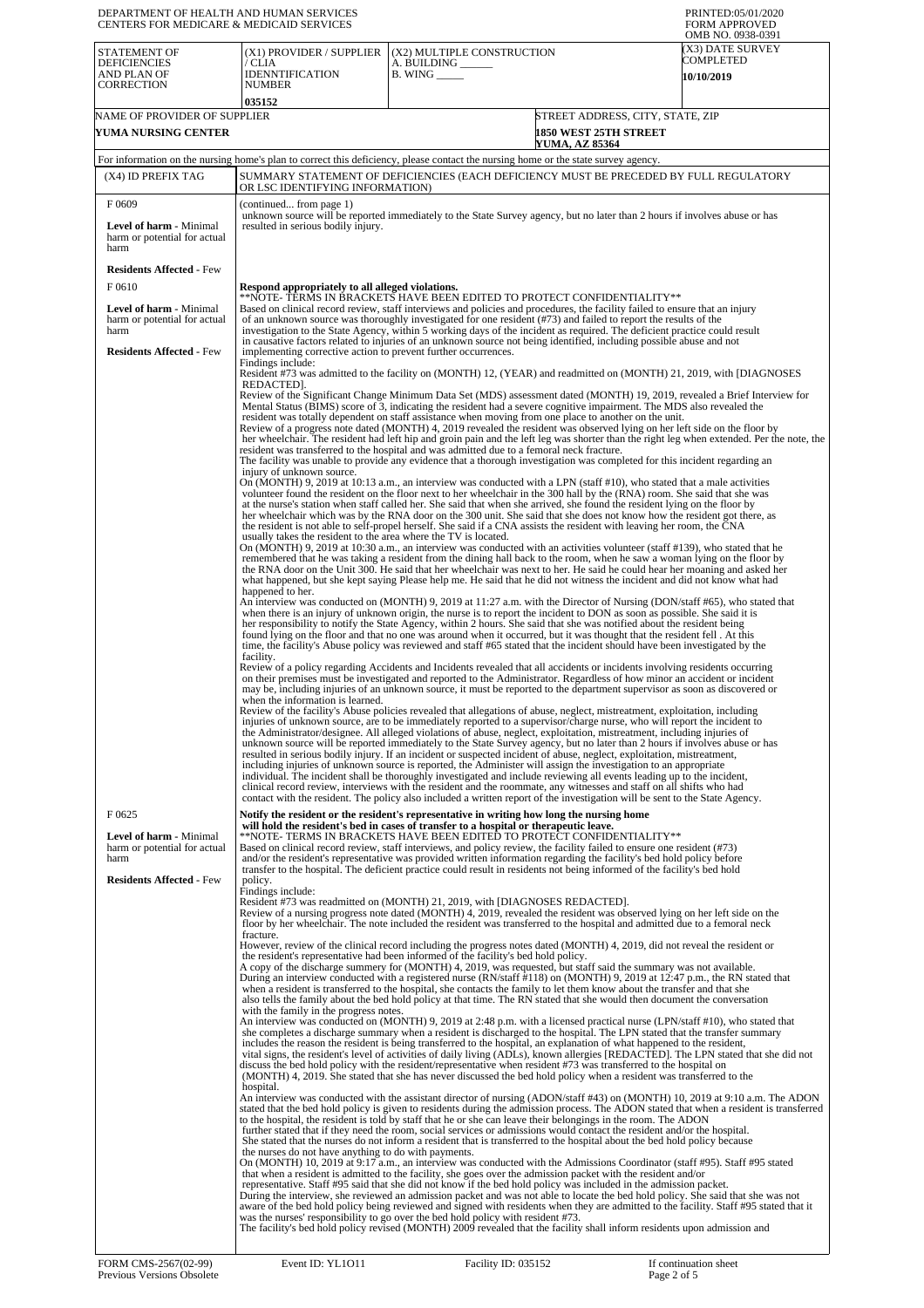DEPARTMENT OF HEALTH AND HUMAN SERVICES
CENTERS FOR MEDICARE & MEDICAID SERVICES

PRINTED:05/01/2020
FORM APPROVED
OMB NO. 0938-0391

| STATEMENT OF DEFICIENCIES AND PLAN OF CORRECTION | (X1) PROVIDER / SUPPLIER / CLIA IDENNTIFICATION NUMBER | (X2) MULTIPLE CONSTRUCTION A. BUILDING ______ B. WING _____ | (X3) DATE SURVEY COMPLETED |
|---|---|---|---|
| | 035152 | | 10/10/2019 |

| NAME OF PROVIDER OF SUPPLIER | STREET ADDRESS, CITY, STATE, ZIP |
|---|---|
| YUMA NURSING CENTER | 1850 WEST 25TH STREET YUMA, AZ 85364 |

For information on the nursing home's plan to correct this deficiency, please contact the nursing home or the state survey agency.

| (X4) ID PREFIX TAG | SUMMARY STATEMENT OF DEFICIENCIES (EACH DEFICIENCY MUST BE PRECEDED BY FULL REGULATORY OR LSC IDENTIFYING INFORMATION) |
|---|---|
| F 0609<br><br>**Level of harm** - Minimal harm or potential for actual harm<br><br>**Residents Affected** - Few | (continued... from page 1)<br>unknown source will be reported immediately to the State Survey agency, but no later than 2 hours if involves abuse or has resulted in serious bodily injury. |
| F 0610<br><br>**Level of harm** - Minimal harm or potential for actual harm<br><br>**Residents Affected** - Few | **Respond appropriately to all alleged violations.**<br>**NOTE- TERMS IN BRACKETS HAVE BEEN EDITED TO PROTECT CONFIDENTIALITY**<br>Based on clinical record review, staff interviews and policies and procedures, the facility failed to ensure that an injury of an unknown source was thoroughly investigated for one resident (#73) and failed to report the results of the investigation to the State Agency, within 5 working days of the incident as required. The deficient practice could result in causative factors related to injuries of an unknown source not being identified, including possible abuse and not implementing corrective action to prevent further occurrences.<br>Findings include:<br>Resident #73 was admitted to the facility on (MONTH) 12, (YEAR) and readmitted on (MONTH) 21, 2019, with [DIAGNOSES REDACTED].<br>Review of the Significant Change Minimum Data Set (MDS) assessment dated (MONTH) 19, 2019, revealed a Brief Interview for Mental Status (BIMS) score of 3, indicating the resident had a severe cognitive impairment. The MDS also revealed the resident was totally dependent on staff assistance when moving from one place to another on the unit.<br>Review of a progress note dated (MONTH) 4, 2019 revealed the resident was observed lying on her left side on the floor by her wheelchair. The resident had left hip and groin pain and the left leg was shorter than the right leg when extended. Per the note, the resident was transferred to the hospital and was admitted due to a femoral neck fracture.<br>The facility was unable to provide any evidence that a thorough investigation was completed for this incident regarding an injury of unknown source.<br>On (MONTH) 9, 2019 at 10:13 a.m., an interview was conducted with a LPN (staff #10), who stated that a male activities volunteer found the resident on the floor next to her wheelchair in the 300 hall by the (RNA) room. She said that she was at the nurse's station when staff called her. She said that when she arrived, she found the resident lying on the floor by her wheelchair which was by the RNA door on the 300 unit. She said that she does not know how the resident got there, as the resident is not able to self-propel herself. She said if a CNA assists the resident with leaving her room, the CNA usually takes the resident to the area where the TV is located.<br>On (MONTH) 9, 2019 at 10:30 a.m., an interview was conducted with an activities volunteer (staff #139), who stated that he remembered that he was taking a resident from the dining hall back to the room, when he saw a woman lying on the floor by the RNA door on the Unit 300. He said that her wheelchair was next to her. He said he could hear her moaning and asked her what happened, but she kept saying Please help me. He said that he did not witness the incident and did not know what had happened to her.<br>An interview was conducted on (MONTH) 9, 2019 at 11:27 a.m. with the Director of Nursing (DON/staff #65), who stated that when there is an injury of unknown origin, the nurse is to report the incident to DON as soon as possible. She said it is her responsibility to notify the State Agency, within 2 hours. She said that she was notified about the resident being found lying on the floor and that no one was around when it occurred, but it was thought that the resident fell . At this time, the facility's Abuse policy was reviewed and staff #65 stated that the incident should have been investigated by the facility.<br>Review of a policy regarding Accidents and Incidents revealed that all accidents or incidents involving residents occurring on their premises must be investigated and reported to the Administrator. Regardless of how minor an accident or incident may be, including injuries of an unknown source, it must be reported to the department supervisor as soon as discovered or when the information is learned.<br>Review of the facility's Abuse policies revealed that allegations of abuse, neglect, mistreatment, exploitation, including injuries of unknown source, are to be immediately reported to a supervisor/charge nurse, who will report the incident to the Administrator/designee. All alleged violations of abuse, neglect, exploitation, mistreatment, including injuries of unknown source will be reported immediately to the State Survey agency, but no later than 2 hours if involves abuse or has resulted in serious bodily injury. If an incident or suspected incident of abuse, neglect, exploitation, mistreatment, including injuries of unknown source is reported, the Administer will assign the investigation to an appropriate individual. The incident shall be thoroughly investigated and include reviewing all events leading up to the incident, clinical record review, interviews with the resident and the roommate, any witnesses and staff on all shifts who had contact with the resident. The policy also included a written report of the investigation will be sent to the State Agency. |
| F 0625<br><br>**Level of harm** - Minimal harm or potential for actual harm<br><br>**Residents Affected** - Few | **Notify the resident or the resident's representative in writing how long the nursing home will hold the resident's bed in cases of transfer to a hospital or therapeutic leave.**<br>**NOTE- TERMS IN BRACKETS HAVE BEEN EDITED TO PROTECT CONFIDENTIALITY**<br>Based on clinical record review, staff interviews, and policy review, the facility failed to ensure one resident (#73) and/or the resident's representative was provided written information regarding the facility's bed hold policy before transfer to the hospital. The deficient practice could result in residents not being informed of the facility's bed hold policy.<br>Findings include:<br>Resident #73 was readmitted on (MONTH) 21, 2019, with [DIAGNOSES REDACTED].<br>Review of a nursing progress note dated (MONTH) 4, 2019, revealed the resident was observed lying on her left side on the floor by her wheelchair. The note included the resident was transferred to the hospital and admitted due to a femoral neck fracture.<br>However, review of the clinical record including the progress notes dated (MONTH) 4, 2019, did not reveal the resident or the resident's representative had been informed of the facility's bed hold policy.<br>A copy of the discharge summery for (MONTH) 4, 2019, was requested, but staff said the summary was not available.<br>During an interview conducted with a registered nurse (RN/staff #118) on (MONTH) 9, 2019 at 12:47 p.m., the RN stated that when a resident is transferred to the hospital, she contacts the family to let them know about the transfer and that she also tells the family about the bed hold policy at that time. The RN stated that she would then document the conversation with the family in the progress notes.<br>An interview was conducted on (MONTH) 9, 2019 at 2:48 p.m. with a licensed practical nurse (LPN/staff #10), who stated that she completes a discharge summary when a resident is discharged to the hospital. The LPN stated that the transfer summary includes the reason the resident is being transferred to the hospital, an explanation of what happened to the resident, vital signs, the resident's level of activities of daily living (ADLs), known allergies [REDACTED]. The LPN stated that she did not discuss the bed hold policy with the resident/representative when resident #73 was transferred to the hospital on (MONTH) 4, 2019. She stated that she has never discussed the bed hold policy when a resident was transferred to the hospital.<br>An interview was conducted with the assistant director of nursing (ADON/staff #43) on (MONTH) 10, 2019 at 9:10 a.m. The ADON stated that the bed hold policy is given to residents during the admission process. The ADON stated that when a resident is transferred to the hospital, the resident is told by staff that he or she can leave their belongings in the room. The ADON further stated that if they need the room, social services or admissions would contact the resident and/or the hospital. She stated that the nurses do not inform a resident that is transferred to the hospital about the bed hold policy because the nurses do not have anything to do with payments.<br>On (MONTH) 10, 2019 at 9:17 a.m., an interview was conducted with the Admissions Coordinator (staff #95). Staff #95 stated that when a resident is admitted to the facility, she goes over the admission packet with the resident and/or representative. Staff #95 said that she did not know if the bed hold policy was included in the admission packet. During the interview, she reviewed an admission packet and was not able to locate the bed hold policy. She said that she was not aware of the bed hold policy being reviewed and signed with residents when they are admitted to the facility. Staff #95 stated that it was the nurses' responsibility to go over the bed hold policy with resident #73.<br>The facility's bed hold policy revised (MONTH) 2009 revealed that the facility shall inform residents upon admission and |

FORM CMS-2567(02-99) Previous Versions Obsolete | Event ID: YL1O11 | Facility ID: 035152 | If continuation sheet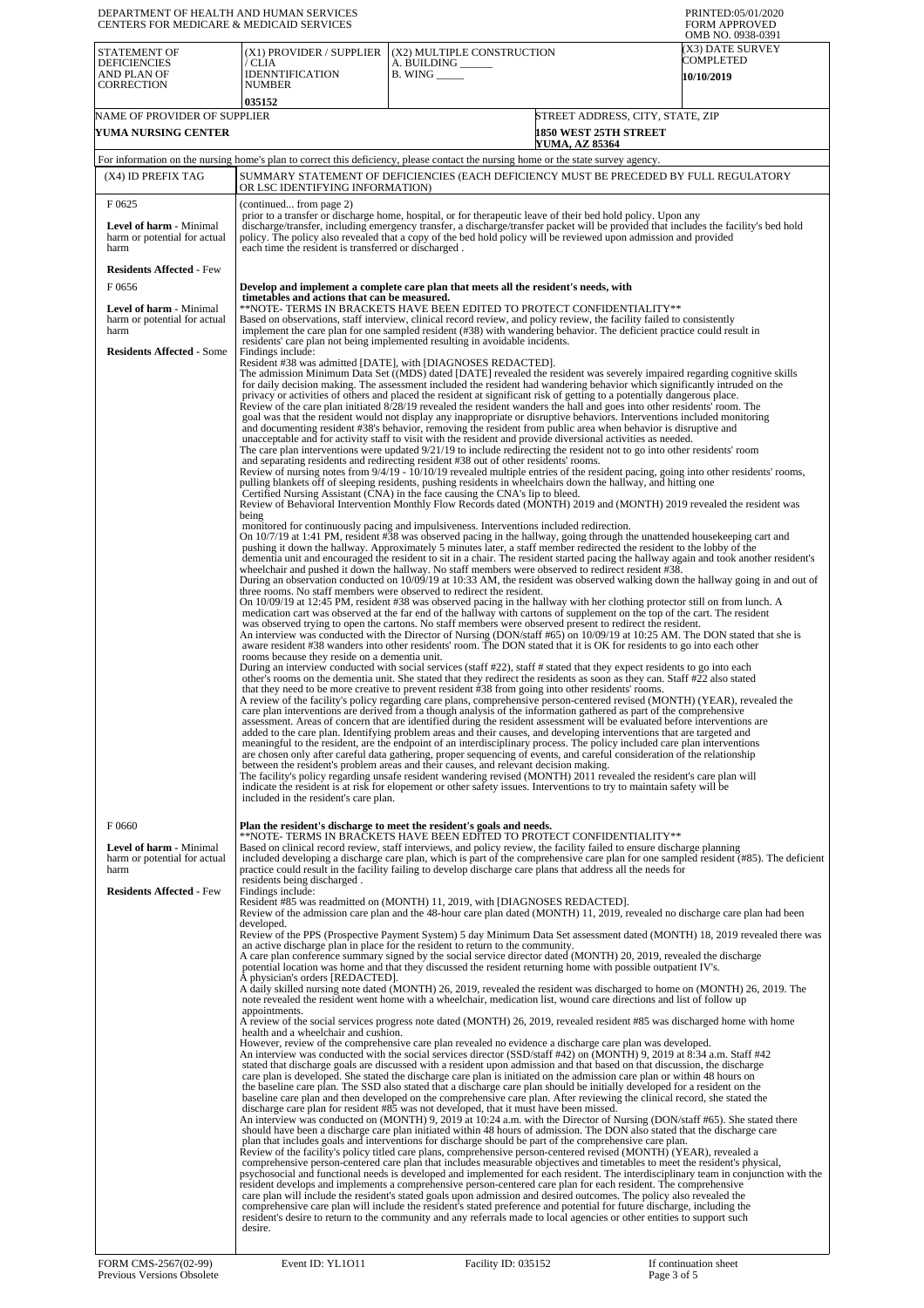DEPARTMENT OF HEALTH AND HUMAN SERVICES
CENTERS FOR MEDICARE & MEDICAID SERVICES

PRINTED:05/01/2020
FORM APPROVED
OMB NO. 0938-0391

| STATEMENT OF DEFICIENCIES AND PLAN OF CORRECTION | (X1) PROVIDER / SUPPLIER / CLIA IDENNTIFICATION NUMBER | (X2) MULTIPLE CONSTRUCTION | (X3) DATE SURVEY COMPLETED |
|---|---|---|---|
| | 035152 | A. BUILDING ______ B. WING _____ | 10/10/2019 |

| NAME OF PROVIDER OF SUPPLIER | STREET ADDRESS, CITY, STATE, ZIP |
|---|---|
| YUMA NURSING CENTER | 1850 WEST 25TH STREET YUMA, AZ 85364 |

For information on the nursing home's plan to correct this deficiency, please contact the nursing home or the state survey agency.

| (X4) ID PREFIX TAG | SUMMARY STATEMENT OF DEFICIENCIES (EACH DEFICIENCY MUST BE PRECEDED BY FULL REGULATORY OR LSC IDENTIFYING INFORMATION) |
|---|---|
| F 0625<br><br>**Level of harm** - Minimal harm or potential for actual harm<br><br>**Residents Affected** - Few | (continued... from page 2)<br>prior to a transfer or discharge home, hospital, or for therapeutic leave of their bed hold policy. Upon any discharge/transfer, including emergency transfer, a discharge/transfer packet will be provided that includes the facility's bed hold policy. The policy also revealed that a copy of the bed hold policy will be reviewed upon admission and provided each time the resident is transferred or discharged . |
| F 0656<br><br>**Level of harm** - Minimal harm or potential for actual harm<br><br>**Residents Affected** - Some | **Develop and implement a complete care plan that meets all the resident's needs, with timetables and actions that can be measured.**<br>**NOTE- TERMS IN BRACKETS HAVE BEEN EDITED TO PROTECT CONFIDENTIALITY**<br>Based on observations, staff interview, clinical record review, and policy review, the facility failed to consistently implement the care plan for one sampled resident (#38) with wandering behavior. The deficient practice could result in residents' care plan not being implemented resulting in avoidable incidents.<br>Findings include:<br>Resident #38 was admitted [DATE], with [DIAGNOSES REDACTED].<br>The admission Minimum Data Set ((MDS) dated [DATE] revealed the resident was severely impaired regarding cognitive skills for daily decision making. The assessment included the resident had wandering behavior which significantly intruded on the privacy or activities of others and placed the resident at significant risk of getting to a potentially dangerous place.<br>Review of the care plan initiated 8/28/19 revealed the resident wanders the hall and goes into other residents' room. The goal was that the resident would not display any inappropriate or disruptive behaviors. Interventions included monitoring and documenting resident #38's behavior, removing the resident from public area when behavior is disruptive and unacceptable and for activity staff to visit with the resident and provide diversional activities as needed.<br>The care plan interventions were updated 9/21/19 to include redirecting the resident not to go into other residents' room and separating residents and redirecting resident #38 out of other residents' rooms.<br>Review of nursing notes from 9/4/19 - 10/10/19 revealed multiple entries of the resident pacing, going into other residents' rooms, pulling blankets off of sleeping residents, pushing residents in wheelchairs down the hallway, and hitting one Certified Nursing Assistant (CNA) in the face causing the CNA's lip to bleed.<br>Review of Behavioral Intervention Monthly Flow Records dated (MONTH) 2019 and (MONTH) 2019 revealed the resident was being monitored for continuously pacing and impulsiveness. Interventions included redirection.<br>On 10/7/19 at 1:41 PM, resident #38 was observed pacing in the hallway, going through the unattended housekeeping cart and pushing it down the hallway. Approximately 5 minutes later, a staff member redirected the resident to the lobby of the dementia unit and encouraged the resident to sit in a chair. The resident started pacing the hallway again and took another resident's wheelchair and pushed it down the hallway. No staff members were observed to redirect resident #38.<br>During an observation conducted on 10/09/19 at 10:33 AM, the resident was observed walking down the hallway going in and out of three rooms. No staff members were observed to redirect the resident.<br>On 10/09/19 at 12:45 PM, resident #38 was observed pacing in the hallway with her clothing protector still on from lunch. A medication cart was observed at the far end of the hallway with cartons of supplement on the top of the cart. The resident was observed trying to open the cartons. No staff members were observed present to redirect the resident.<br>An interview was conducted with the Director of Nursing (DON/staff #65) on 10/09/19 at 10:25 AM. The DON stated that she is aware resident #38 wanders into other residents' room. The DON stated that it is OK for residents to go into each other rooms because they reside on a dementia unit.<br>During an interview conducted with social services (staff #22), staff # stated that they expect residents to go into each other's rooms on the dementia unit. She stated that they redirect the residents as soon as they can. Staff #22 also stated that they need to be more creative to prevent resident #38 from going into other residents' rooms.<br>A review of the facility's policy regarding care plans, comprehensive person-centered revised (MONTH) (YEAR), revealed the care plan interventions are derived from a though analysis of the information gathered as part of the comprehensive assessment. Areas of concern that are identified during the resident assessment will be evaluated before interventions are added to the care plan. Identifying problem areas and their causes, and developing interventions that are targeted and meaningful to the resident, are the endpoint of an interdisciplinary process. The policy included care plan interventions are chosen only after careful data gathering, proper sequencing of events, and careful consideration of the relationship between the resident's problem areas and their causes, and relevant decision making.<br>The facility's policy regarding unsafe resident wandering revised (MONTH) 2011 revealed the resident's care plan will indicate the resident is at risk for elopement or other safety issues. Interventions to try to maintain safety will be included in the resident's care plan. |
| F 0660<br><br>**Level of harm** - Minimal harm or potential for actual harm<br><br>**Residents Affected** - Few | **Plan the resident's discharge to meet the resident's goals and needs.**<br>**NOTE- TERMS IN BRACKETS HAVE BEEN EDITED TO PROTECT CONFIDENTIALITY**<br>Based on clinical record review, staff interviews, and policy review, the facility failed to ensure discharge planning included developing a discharge care plan, which is part of the comprehensive care plan for one sampled resident (#85). The deficient practice could result in the facility failing to develop discharge care plans that address all the needs for residents being discharged .<br>Findings include:<br>Resident #85 was readmitted on (MONTH) 11, 2019, with [DIAGNOSES REDACTED].<br>Review of the admission care plan and the 48-hour care plan dated (MONTH) 11, 2019, revealed no discharge care plan had been developed.<br>Review of the PPS (Prospective Payment System) 5 day Minimum Data Set assessment dated (MONTH) 18, 2019 revealed there was an active discharge plan in place for the resident to return to the community.<br>A care plan conference summary signed by the social service director dated (MONTH) 20, 2019, revealed the discharge potential location was home and that they discussed the resident returning home with possible outpatient IV's.<br>A physician's orders [REDACTED].<br>A daily skilled nursing note dated (MONTH) 26, 2019, revealed the resident was discharged to home on (MONTH) 26, 2019. The note revealed the resident went home with a wheelchair, medication list, wound care directions and list of follow up appointments.<br>A review of the social services progress note dated (MONTH) 26, 2019, revealed resident #85 was discharged home with home health and a wheelchair and cushion.<br>However, review of the comprehensive care plan revealed no evidence a discharge care plan was developed.<br>An interview was conducted with the social services director (SSD/staff #42) on (MONTH) 9, 2019 at 8:34 a.m. Staff #42 stated that discharge goals are discussed with a resident upon admission and that based on that discussion, the discharge care plan is developed. She stated the discharge care plan is initiated on the admission care plan or within 48 hours on the baseline care plan. The SSD also stated that a discharge care plan should be initially developed for a resident on the baseline care plan and then developed on the comprehensive care plan. After reviewing the clinical record, she stated the discharge care plan for resident #85 was not developed, that it must have been missed.<br>An interview was conducted on (MONTH) 9, 2019 at 10:24 a.m. with the Director of Nursing (DON/staff #65). She stated there should have been a discharge care plan initiated within 48 hours of admission. The DON also stated that the discharge care plan that includes goals and interventions for discharge should be part of the comprehensive care plan.<br>Review of the facility's policy titled care plans, comprehensive person-centered revised (MONTH) (YEAR), revealed a comprehensive person-centered care plan that includes measurable objectives and timetables to meet the resident's physical, psychosocial and functional needs is developed and implemented for each resident. The interdisciplinary team in conjunction with the resident develops and implements a comprehensive person-centered care plan for each resident. The comprehensive care plan will include the resident's stated goals upon admission and desired outcomes. The policy also revealed the comprehensive care plan will include the resident's stated preference and potential for future discharge, including the resident's desire to return to the community and any referrals made to local agencies or other entities to support such desire. |

FORM CMS-2567(02-99) Previous Versions Obsolete | Event ID: YL1O11 | Facility ID: 035152 | If continuation sheet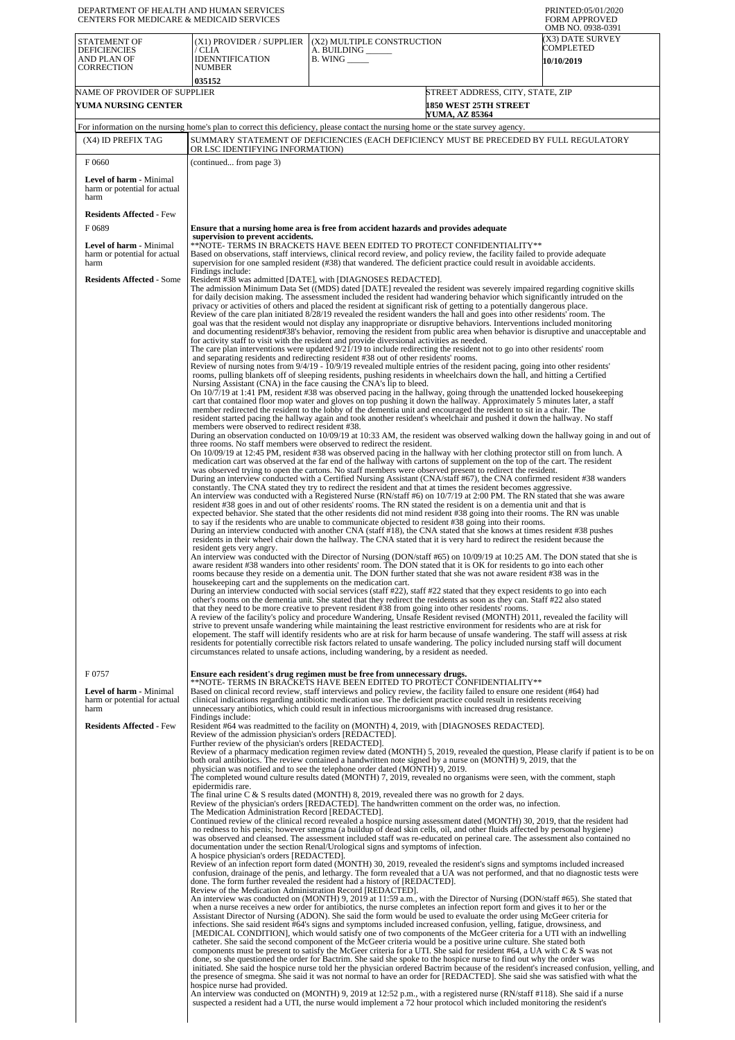DEPARTMENT OF HEALTH AND HUMAN SERVICES
CENTERS FOR MEDICARE & MEDICAID SERVICES

PRINTED:05/01/2020
FORM APPROVED
OMB NO. 0938-0391

| STATEMENT OF DEFICIENCIES AND PLAN OF CORRECTION | (X1) PROVIDER / SUPPLIER / CLIA IDENNTIFICATION NUMBER | (X2) MULTIPLE CONSTRUCTION A. BUILDING ______ B. WING _____ | (X3) DATE SURVEY COMPLETED |
|---|---|---|---|
| | 035152 | | 10/10/2019 |

| NAME OF PROVIDER OF SUPPLIER | STREET ADDRESS, CITY, STATE, ZIP |
|---|---|
| YUMA NURSING CENTER | 1850 WEST 25TH STREET YUMA, AZ 85364 |

For information on the nursing home's plan to correct this deficiency, please contact the nursing home or the state survey agency.

| (X4) ID PREFIX TAG | SUMMARY STATEMENT OF DEFICIENCIES (EACH DEFICIENCY MUST BE PRECEDED BY FULL REGULATORY OR LSC IDENTIFYING INFORMATION) |
|---|---|
| F 0660<br><br>**Level of harm** - Minimal harm or potential for actual harm<br><br>**Residents Affected** - Few | (continued... from page 3) |
| F 0689<br><br>**Level of harm** - Minimal harm or potential for actual harm<br><br>**Residents Affected** - Some | **Ensure that a nursing home area is free from accident hazards and provides adequate supervision to prevent accidents.**<br>**NOTE- TERMS IN BRACKETS HAVE BEEN EDITED TO PROTECT CONFIDENTIALITY**<br>Based on observations, staff interviews, clinical record review, and policy review, the facility failed to provide adequate supervision for one sampled resident (#38) that wandered. The deficient practice could result in avoidable accidents.<br>Findings include:<br>Resident #38 was admitted [DATE], with [DIAGNOSES REDACTED].<br>The admission Minimum Data Set ((MDS) dated [DATE] revealed the resident was severely impaired regarding cognitive skills for daily decision making. The assessment included the resident had wandering behavior which significantly intruded on the privacy or activities of others and placed the resident at significant risk of getting to a potentially dangerous place.<br>Review of the care plan initiated 8/28/19 revealed the resident wanders the hall and goes into other residents' room. The goal was that the resident would not display any inappropriate or disruptive behaviors. Interventions included monitoring and documenting resident#38's behavior, removing the resident from public area when behavior is disruptive and unacceptable and for activity staff to visit with the resident and provide diversional activities as needed.<br>The care plan interventions were updated 9/21/19 to include redirecting the resident not to go into other residents' room and separating residents and redirecting resident #38 out of other residents' rooms.<br>Review of nursing notes from 9/4/19 - 10/9/19 revealed multiple entries of the resident pacing, going into other residents' rooms, pulling blankets off of sleeping residents, pushing residents in wheelchairs down the hall, and hitting a Certified Nursing Assistant (CNA) in the face causing the CNA's lip to bleed.<br>On 10/7/19 at 1:41 PM, resident #38 was observed pacing in the hallway, going through the unattended locked housekeeping cart that contained floor mop water and gloves on top pushing it down the hallway. Approximately 5 minutes later, a staff member redirected the resident to the lobby of the dementia unit and encouraged the resident to sit in a chair. The resident started pacing the hallway again and took another resident's wheelchair and pushed it down the hallway. No staff members were observed to redirect resident #38.<br>During an observation conducted on 10/09/19 at 10:33 AM, the resident was observed walking down the hallway going in and out of three rooms. No staff members were observed to redirect the resident.<br>On 10/09/19 at 12:45 PM, resident #38 was observed pacing in the hallway with her clothing protector still on from lunch. A medication cart was observed at the far end of the hallway with cartons of supplement on the top of the cart. The resident was observed trying to open the cartons. No staff members were observed present to redirect the resident.<br>During an interview conducted with a Certified Nursing Assistant (CNA/staff #67), the CNA confirmed resident #38 wanders constantly. The CNA stated they try to redirect the resident and that at times the resident becomes aggressive.<br>An interview was conducted with a Registered Nurse (RN/staff #6) on 10/7/19 at 2:00 PM. The RN stated that she was aware resident #38 goes in and out of other residents' rooms. The RN stated the resident is on a dementia unit and that is expected behavior. She stated that the other residents did not mind resident #38 going into their rooms. The RN was unable to say if the residents who are unable to communicate objected to resident #38 going into their rooms.<br>During an interview conducted with another CNA (staff #18), the CNA stated that she knows at times resident #38 pushes residents in their wheel chair down the hallway. The CNA stated that it is very hard to redirect the resident because the resident gets very angry.<br>An interview was conducted with the Director of Nursing (DON/staff #65) on 10/09/19 at 10:25 AM. The DON stated that she is aware resident #38 wanders into other residents' room. The DON stated that it is OK for residents to go into each other rooms because they reside on a dementia unit. The DON further stated that she was not aware resident #38 was in the housekeeping cart and the supplements on the medication cart.<br>During an interview conducted with social services (staff #22), staff #22 stated that they expect residents to go into each other's rooms on the dementia unit. She stated that they redirect the residents as soon as they can. Staff #22 also stated that they need to be more creative to prevent resident #38 from going into other residents' rooms.<br>A review of the facility's policy and procedure Wandering, Unsafe Resident revised (MONTH) 2011, revealed the facility will strive to prevent unsafe wandering while maintaining the least restrictive environment for residents who are at risk for elopement. The staff will identify residents who are at risk for harm because of unsafe wandering. The staff will assess at risk residents for potentially correctible risk factors related to unsafe wandering. The policy included nursing staff will document circumstances related to unsafe actions, including wandering, by a resident as needed. |
| F 0757<br><br>**Level of harm** - Minimal harm or potential for actual harm<br><br>**Residents Affected** - Few | **Ensure each resident's drug regimen must be free from unnecessary drugs.**<br>**NOTE- TERMS IN BRACKETS HAVE BEEN EDITED TO PROTECT CONFIDENTIALITY**<br>Based on clinical record review, staff interviews and policy review, the facility failed to ensure one resident (#64) had clinical indications regarding antibiotic medication use. The deficient practice could result in residents receiving unnecessary antibiotics, which could result in infectious microorganisms with increased drug resistance.<br>Findings include:<br>Resident #64 was readmitted to the facility on (MONTH) 4, 2019, with [DIAGNOSES REDACTED].<br>Review of the admission physician's orders [REDACTED].<br>Further review of the physician's orders [REDACTED].<br>Review of a pharmacy medication regimen review dated (MONTH) 5, 2019, revealed the question, Please clarify if patient is to be on both oral antibiotics. The review contained a handwritten note signed by a nurse on (MONTH) 9, 2019, that the physician was notified and to see the telephone order dated (MONTH) 9, 2019.<br>The completed wound culture results dated (MONTH) 7, 2019, revealed no organisms were seen, with the comment, staph epidermidis rare.<br>The final urine C & S results dated (MONTH) 8, 2019, revealed there was no growth for 2 days.<br>Review of the physician's orders [REDACTED]. The handwritten comment on the order was, no infection.<br>The Medication Administration Record [REDACTED].<br>Continued review of the clinical record revealed a hospice nursing assessment dated (MONTH) 30, 2019, that the resident had no redness to his penis; however smegma (a buildup of dead skin cells, oil, and other fluids affected by personal hygiene) was observed and cleansed. The assessment included staff was re-educated on perineal care. The assessment also contained no documentation under the section Renal/Urological signs and symptoms of infection.<br>A hospice physician's orders [REDACTED].<br>Review of an infection report form dated (MONTH) 30, 2019, revealed the resident's signs and symptoms included increased confusion, drainage of the penis, and lethargy. The form revealed that a UA was not performed, and that no diagnostic tests were done. The form further revealed the resident had a history of [REDACTED].<br>Review of the Medication Administration Record [REDACTED].<br>An interview was conducted on (MONTH) 9, 2019 at 11:59 a.m., with the Director of Nursing (DON/staff #65). She stated that when a nurse receives a new order for antibiotics, the nurse completes an infection report form and gives it to her or the Assistant Director of Nursing (ADON). She said the form would be used to evaluate the order using McGeer criteria for infections. She said resident #64's signs and symptoms included increased confusion, yelling, fatigue, drowsiness, and [MEDICAL CONDITION], which would satisfy one of two components of the McGeer criteria for a UTI with an indwelling catheter. She said the second component of the McGeer criteria would be a positive urine culture. She stated both components must be present to satisfy the McGeer criteria for a UTI. She said for resident #64, a UA with C & S was not done, so she questioned the order for Bactrim. She said she spoke to the hospice nurse to find out why the order was initiated. She said the hospice nurse told her the physician ordered Bactrim because of the resident's increased confusion, yelling, and the presence of smegma. She said it was not normal to have an order for [REDACTED]. She said she was satisfied with what the hospice nurse had provided.<br>An interview was conducted on (MONTH) 9, 2019 at 12:52 p.m., with a registered nurse (RN/staff #118). She said if a nurse suspected a resident had a UTI, the nurse would implement a 72 hour protocol which included monitoring the resident's |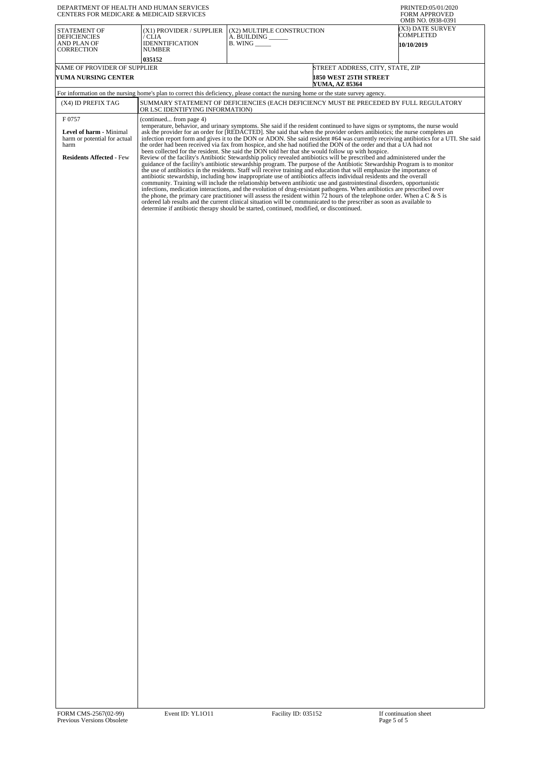DEPARTMENT OF HEALTH AND HUMAN SERVICES
CENTERS FOR MEDICARE & MEDICAID SERVICES

PRINTED:05/01/2020
FORM APPROVED
OMB NO. 0938-0391

| STATEMENT OF DEFICIENCIES AND PLAN OF CORRECTION | (X1) PROVIDER / SUPPLIER / CLIA IDENNTIFICATION NUMBER | (X2) MULTIPLE CONSTRUCTION | (X3) DATE SURVEY COMPLETED |
|---|---|---|---|
| | 035152 | A. BUILDING ______ B. WING _____ | 10/10/2019 |

| NAME OF PROVIDER OF SUPPLIER | STREET ADDRESS, CITY, STATE, ZIP |
|---|---|
| YUMA NURSING CENTER | 1850 WEST 25TH STREET YUMA, AZ 85364 |

For information on the nursing home's plan to correct this deficiency, please contact the nursing home or the state survey agency.

| (X4) ID PREFIX TAG | SUMMARY STATEMENT OF DEFICIENCIES (EACH DEFICIENCY MUST BE PRECEDED BY FULL REGULATORY OR LSC IDENTIFYING INFORMATION) |
|---|---|
| F 0757<br><br>**Level of harm** - Minimal harm or potential for actual harm<br><br>**Residents Affected** - Few | (continued... from page 4)<br>temperature, behavior, and urinary symptoms. She said if the resident continued to have signs or symptoms, the nurse would ask the provider for an order for [REDACTED]. She said that when the provider orders antibiotics; the nurse completes an infection report form and gives it to the DON or ADON. She said resident #64 was currently receiving antibiotics for a UTI. She said the order had been received via fax from hospice, and she had notified the DON of the order and that a UA had not been collected for the resident. She said the DON told her that she would follow up with hospice.<br>Review of the facility's Antibiotic Stewardship policy revealed antibiotics will be prescribed and administered under the guidance of the facility's antibiotic stewardship program. The purpose of the Antibiotic Stewardship Program is to monitor the use of antibiotics in the residents. Staff will receive training and education that will emphasize the importance of antibiotic stewardship, including how inappropriate use of antibiotics affects individual residents and the overall community. Training will include the relationship between antibiotic use and gastrointestinal disorders, opportunistic infections, medication interactions, and the evolution of drug-resistant pathogens. When antibiotics are prescribed over the phone, the primary care practitioner will assess the resident within 72 hours of the telephone order. When a C & S is ordered lab results and the current clinical situation will be communicated to the prescriber as soon as available to determine if antibiotic therapy should be started, continued, modified, or discontinued. |

FORM CMS-2567(02-99) Previous Versions Obsolete | Event ID: YL1O11 | Facility ID: 035152 | If continuation sheet